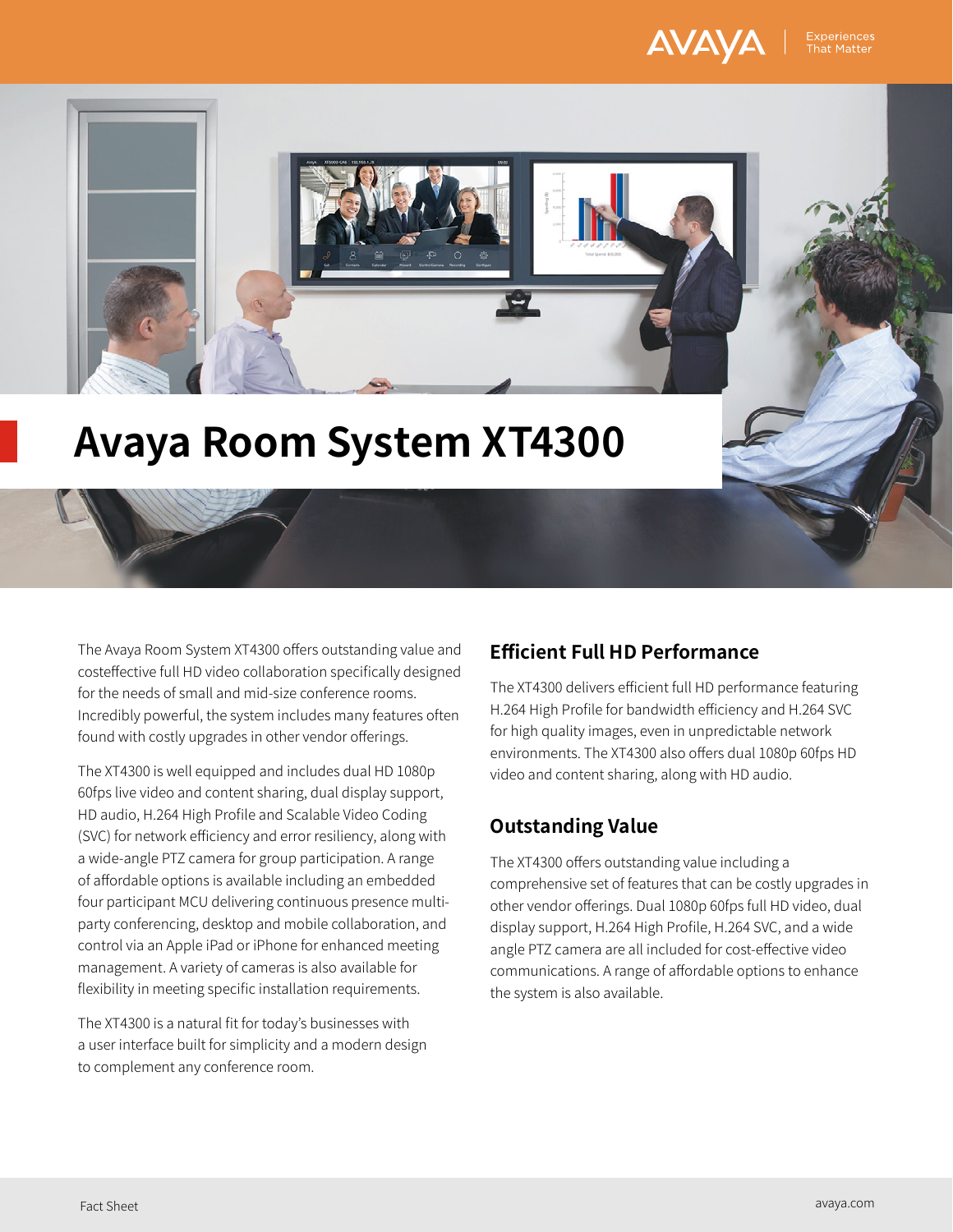# Avaya Room System XT4300

The Avaya Room System XT4300 offers outstanding value and costeffective full HD video collaboration specifically designed for the needs of small and mid-size conference rooms. Incredibly powerful, the system includes many features often found with costly upgrades in other vendor offerings.

The XT4300 is well equipped and includes dual HD 1080p 60fps live video and content sharing, dual display support, HD audio, H.264 High Profile and Scalable Video Coding (SVC) for network efficiency and error resiliency, along with a wide-angle PTZ camera for group participation. A range of affordable options is available including an embedded four participant MCU delivering continuous presence multi-party conferencing, desktop and mobile collaboration, and control via an Apple iPad or iPhone for enhanced meeting management. A variety of cameras is also available for flexibility in meeting specific installation requirements.

The XT4300 is a natural fit for today's businesses with a user interface built for simplicity and a modern design to complement any conference room.

## Efficient Full HD Performance

The XT4300 delivers efficient full HD performance featuring H.264 High Profile for bandwidth efficiency and H.264 SVC for high quality images, even in unpredictable network environments. The XT4300 also offers dual 1080p 60fps HD video and content sharing, along with HD audio.

## Outstanding Value

The XT4300 offers outstanding value including a comprehensive set of features that can be costly upgrades in other vendor offerings. Dual 1080p 60fps full HD video, dual display support, H.264 High Profile, H.264 SVC, and a wide angle PTZ camera are all included for cost-effective video communications. A range of affordable options to enhance the system is also available.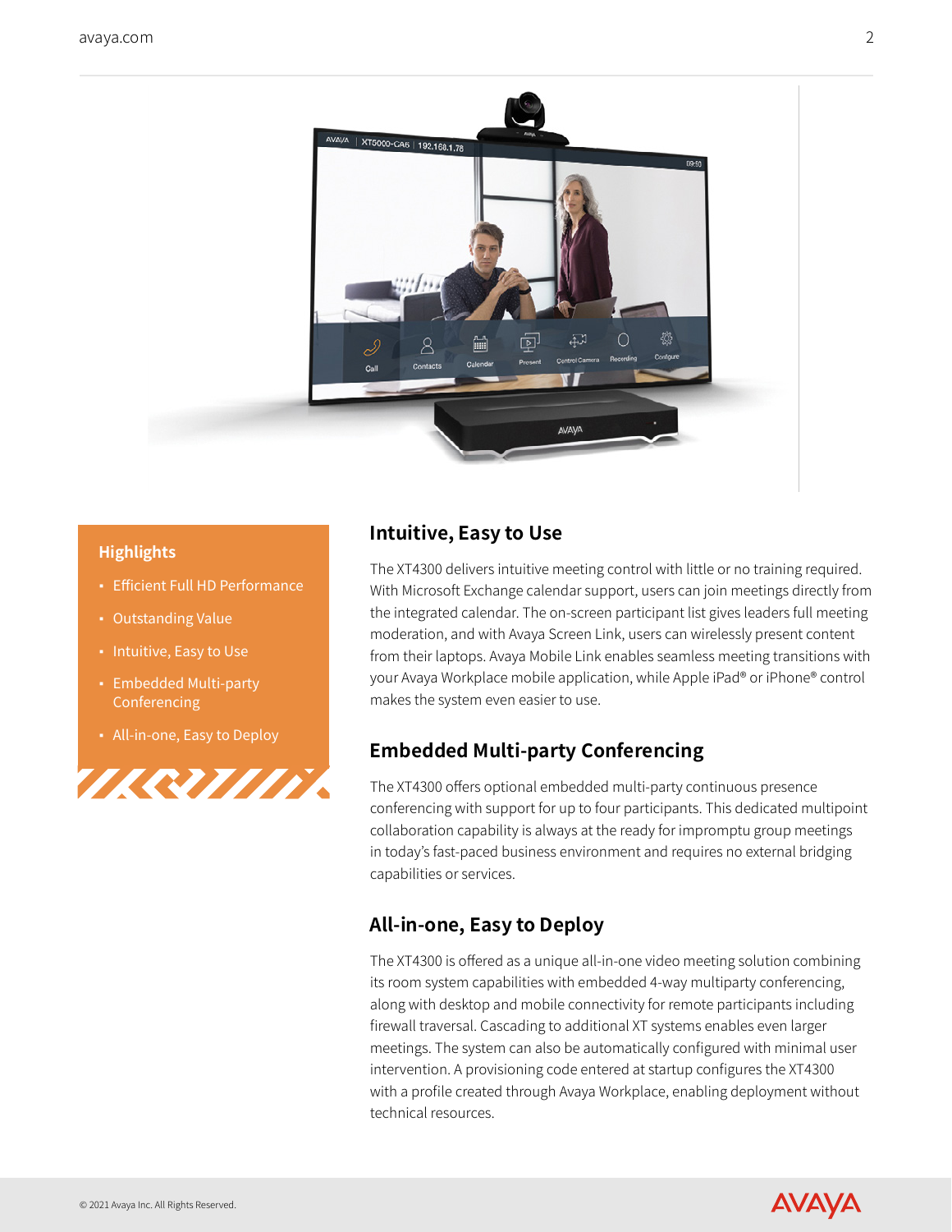## Highlights

- Efficient Full HD Performance
- Outstanding Value
- Intuitive, Easy to Use
- Embedded Multi-party Conferencing
- All-in-one, Easy to Deploy

## Intuitive, Easy to Use

The XT4300 delivers intuitive meeting control with little or no training required. With Microsoft Exchange calendar support, users can join meetings directly from the integrated calendar. The on-screen participant list gives leaders full meeting moderation, and with Avaya Screen Link, users can wirelessly present content from their laptops. Avaya Mobile Link enables seamless meeting transitions with your Avaya Workplace mobile application, while Apple iPad® or iPhone® control makes the system even easier to use.

## Embedded Multi-party Conferencing

The XT4300 offers optional embedded multi-party continuous presence conferencing with support for up to four participants. This dedicated multipoint collaboration capability is always at the ready for impromptu group meetings in today's fast-paced business environment and requires no external bridging capabilities or services.

## All-in-one, Easy to Deploy

The XT4300 is offered as a unique all-in-one video meeting solution combining its room system capabilities with embedded 4-way multiparty conferencing, along with desktop and mobile connectivity for remote participants including firewall traversal. Cascading to additional XT systems enables even larger meetings. The system can also be automatically configured with minimal user intervention. A provisioning code entered at startup configures the XT4300 with a profile created through Avaya Workplace, enabling deployment without technical resources.

© 2021 Avaya Inc. All Rights Reserved.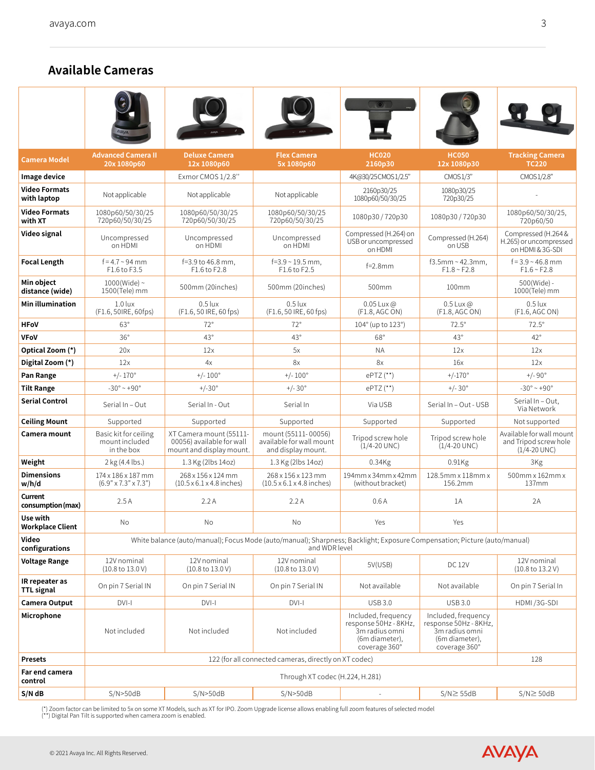## Available Cameras

| Camera Model | Advanced Camera II 20x 1080p60 | Deluxe Camera 12x 1080p60 | Flex Camera 5x 1080p60 | HC020 2160p30 | HC050 12x 1080p30 | Tracking Camera TC220 |
|---|---|---|---|---|---|---|
| Image device | | Exmor CMOS 1/2.8" | | 4K@30/25CMOS1/2.5" | CMOS1/3" | CMOS1/2.8" |
| Video Formats with laptop | Not applicable | Not applicable | Not applicable | 2160p30/25 1080p60/50/30/25 | 1080p30/25 720p30/25 | - |
| Video Formats with XT | 1080p60/50/30/25 720p60/50/30/25 | 1080p60/50/30/25 720p60/50/30/25 | 1080p60/50/30/25 720p60/50/30/25 | 1080p30 / 720p30 | 1080p30 / 720p30 | 1080p60/50/30/25, 720p60/50 |
| Video signal | Uncompressed on HDMI | Uncompressed on HDMI | Uncompressed on HDMI | Compressed (H.264) on USB or uncompressed on HDMI | Compressed (H.264) on USB | Compressed (H.264 & H.265) or uncompressed on HDMI & 3G-SDI |
| Focal Length | f = 4.7 ~ 94 mm F1.6 to F3.5 | f=3.9 to 46.8 mm, F1.6 to F2.8 | f=3.9 ~ 19.5 mm, F1.6 to F2.5 | f=2.8mm | f3.5mm ~ 42.3mm, F1.8 ~ F2.8 | f = 3.9 ~ 46.8 mm F1.6 ~ F2.8 |
| Min object distance (wide) | 1000(Wide) ~ 1500(Tele) mm | 500mm (20inches) | 500mm (20inches) | 500mm | 100mm | 500(Wide) - 1000(Tele) mm |
| Min illumination | 1.0 lux (F1.6, 50IRE, 60fps) | 0.5 lux (F1.6, 50 IRE, 60 fps) | 0.5 lux (F1.6, 50 IRE, 60 fps) | 0.05 Lux @ (F1.8, AGC ON) | 0.5 Lux @ (F1.8, AGC ON) | 0.5 lux (F1.6, AGC ON) |
| HFoV | 63° | 72° | 72° | 104° (up to 123°) | 72.5° | 72.5° |
| VFoV | 36° | 43° | 43° | 68° | 43° | 42° |
| Optical Zoom (*) | 20x | 12x | 5x | NA | 12x | 12x |
| Digital Zoom (*) | 12x | 4x | 8x | 8x | 16x | 12x |
| Pan Range | +/- 170° | +/- 100° | +/- 100° | ePTZ (**) | +/-170° | +/- 90° |
| Tilt Range | -30° ~ +90° | +/-30° | +/- 30° | ePTZ (**) | +/- 30° | -30° ~ +90° |
| Serial Control | Serial In – Out | Serial In - Out | Serial In | Via USB | Serial In – Out - USB | Serial In – Out, Via Network |
| Ceiling Mount | Supported | Supported | Supported | Supported | Supported | Not supported |
| Camera mount | Basic kit for ceiling mount included in the box | XT Camera mount (55111-00056) available for wall mount and display mount. | mount (55111-00056) available for wall mount and display mount. | Tripod screw hole (1/4-20 UNC) | Tripod screw hole (1/4-20 UNC) | Available for wall mount and Tripod screw hole (1/4-20 UNC) |
| Weight | 2 kg (4.4 lbs.) | 1.3 Kg (2lbs 14oz) | 1.3 Kg (2lbs 14oz) | 0.34Kg | 0.91Kg | 3Kg |
| Dimensions w/h/d | 174 x 186 x 187 mm (6.9" x 7.3" x 7.3") | 268 x 156 x 124 mm (10.5 x 6.1 x 4.8 inches) | 268 x 156 x 123 mm (10.5 x 6.1 x 4.8 inches) | 194mm x 34mm x 42mm (without bracket) | 128.5mm x 118mm x 156.2mm | 500mm x 162mm x 137mm |
| Current consumption (max) | 2.5 A | 2.2 A | 2.2 A | 0.6 A | 1A | 2A |
| Use with Workplace Client | No | No | No | Yes | Yes | |
| Video configurations | White balance (auto/manual); Focus Mode (auto/manual); Sharpness; Backlight; Exposure Compensation; Picture (auto/manual) and WDR level | | | | | |
| Voltage Range | 12V nominal (10.8 to 13.0 V) | 12V nominal (10.8 to 13.0 V) | 12V nominal (10.8 to 13.0 V) | 5V(USB) | DC 12V | 12V nominal (10.8 to 13.2 V) |
| IR repeater as TTL signal | On pin 7 Serial IN | On pin 7 Serial IN | On pin 7 Serial IN | Not available | Not available | On pin 7 Serial In |
| Camera Output | DVI-I | DVI-I | DVI-I | USB 3.0 | USB 3.0 | HDMI /3G-SDI |
| Microphone | Not included | Not included | Not included | Included, frequency response 50Hz - 8KHz, 3m radius omni (6m diameter), coverage 360° | Included, frequency response 50Hz - 8KHz, 3m radius omni (6m diameter), coverage 360° | |
| Presets | 122 (for all connected cameras, directly on XT codec) | | | | | 128 |
| Far end camera control | Through XT codec (H.224, H.281) | | | | | |
| S/N dB | S/N>50dB | S/N>50dB | S/N>50dB | - | S/N≥ 55dB | S/N≥ 50dB |

(*) Zoom factor can be limited to 5x on some XT Models, such as XT for IPO. Zoom Upgrade license allows enabling full zoom features of selected model
(**) Digital Pan Tilt is supported when camera zoom is enabled.

© 2021 Avaya Inc. All Rights Reserved.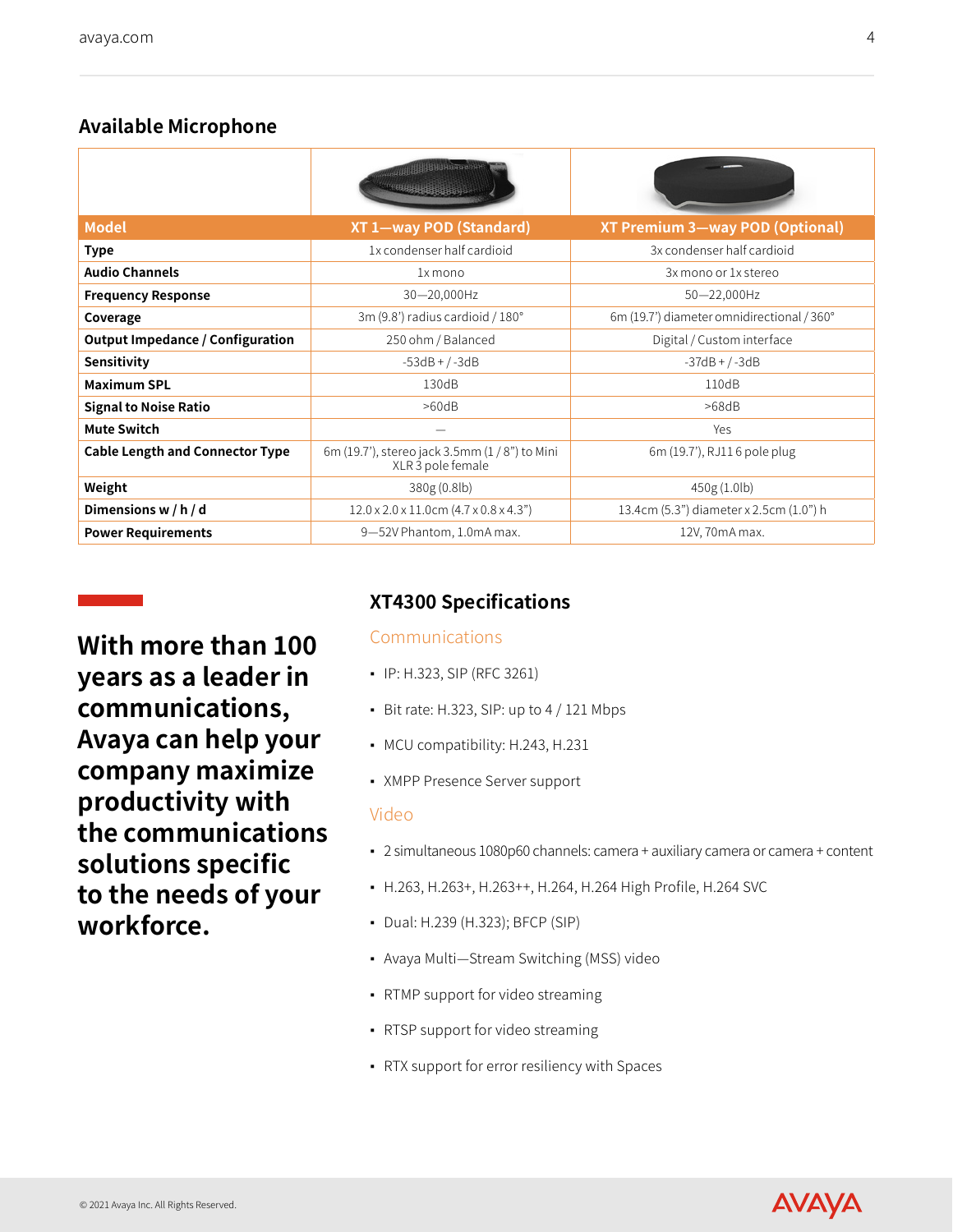## Available Microphone

| Model | XT 1—way POD (Standard) | XT Premium 3—way POD (Optional) |
|---|---|---|
| **Type** | 1x condenser half cardioid | 3x condenser half cardioid |
| **Audio Channels** | 1x mono | 3x mono or 1x stereo |
| **Frequency Response** | 30—20,000Hz | 50—22,000Hz |
| **Coverage** | 3m (9.8') radius cardioid / 180° | 6m (19.7') diameter omnidirectional / 360° |
| **Output Impedance / Configuration** | 250 ohm / Balanced | Digital / Custom interface |
| **Sensitivity** | -53dB + / -3dB | -37dB + / -3dB |
| **Maximum SPL** | 130dB | 110dB |
| **Signal to Noise Ratio** | >60dB | >68dB |
| **Mute Switch** | — | Yes |
| **Cable Length and Connector Type** | 6m (19.7'), stereo jack 3.5mm (1 / 8") to Mini XLR 3 pole female | 6m (19.7'), RJ11 6 pole plug |
| **Weight** | 380g (0.8lb) | 450g (1.0lb) |
| **Dimensions w / h / d** | 12.0 x 2.0 x 11.0cm (4.7 x 0.8 x 4.3") | 13.4cm (5.3") diameter x 2.5cm (1.0") h |
| **Power Requirements** | 9—52V Phantom, 1.0mA max. | 12V, 70mA max. |

**With more than 100 years as a leader in communications, Avaya can help your company maximize productivity with the communications solutions specific to the needs of your workforce.**

## XT4300 Specifications

### Communications

- IP: H.323, SIP (RFC 3261)
- Bit rate: H.323, SIP: up to 4 / 121 Mbps
- MCU compatibility: H.243, H.231
- XMPP Presence Server support

### Video

- 2 simultaneous 1080p60 channels: camera + auxiliary camera or camera + content
- H.263, H.263+, H.263++, H.264, H.264 High Profile, H.264 SVC
- Dual: H.239 (H.323); BFCP (SIP)
- Avaya Multi—Stream Switching (MSS) video
- RTMP support for video streaming
- RTSP support for video streaming
- RTX support for error resiliency with Spaces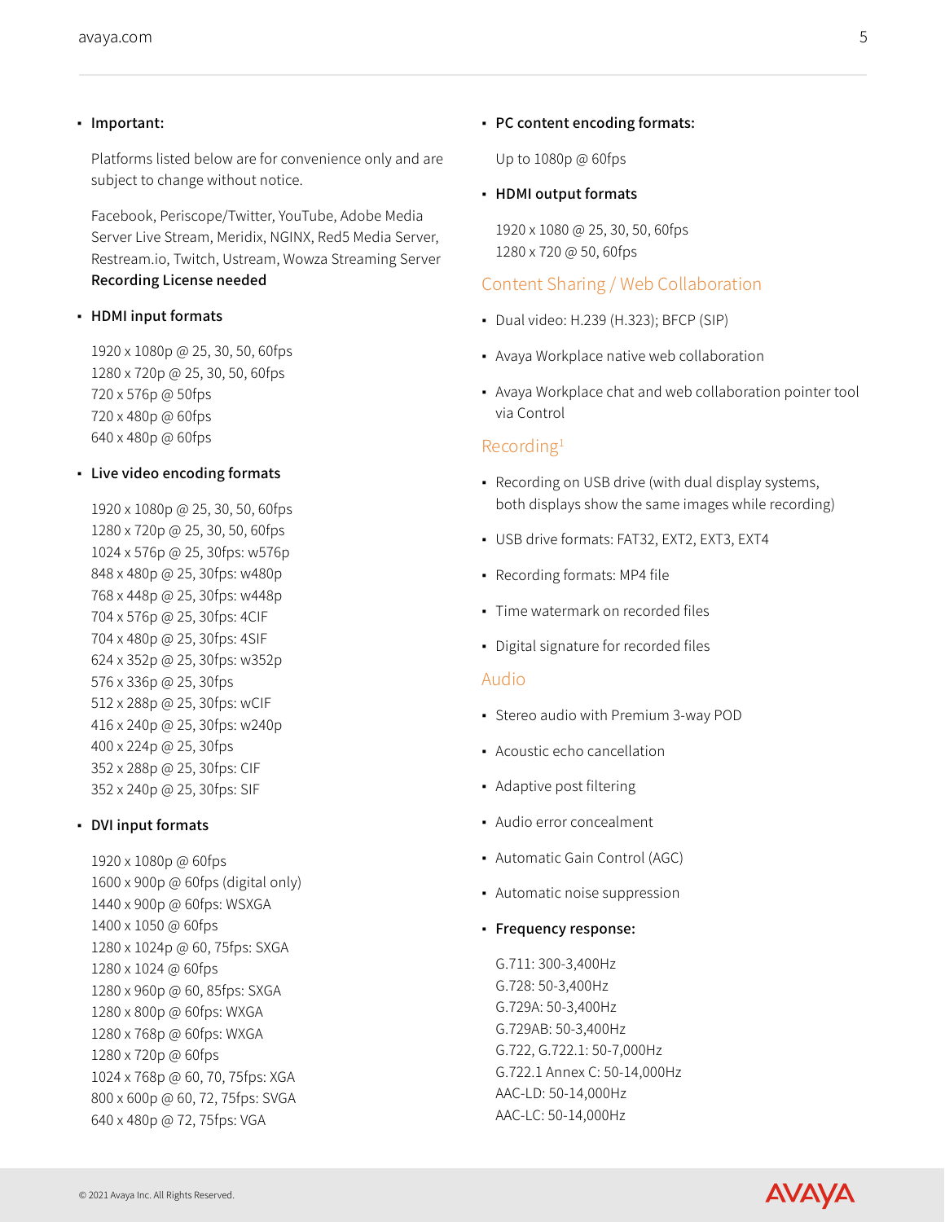- **Important:**

  Platforms listed below are for convenience only and are subject to change without notice.

  Facebook, Periscope/Twitter, YouTube, Adobe Media Server Live Stream, Meridix, NGINX, Red5 Media Server, Restream.io, Twitch, Ustream, Wowza Streaming Server
  **Recording License needed**

- **HDMI input formats**

  1920 x 1080p @ 25, 30, 50, 60fps
  1280 x 720p @ 25, 30, 50, 60fps
  720 x 576p @ 50fps
  720 x 480p @ 60fps
  640 x 480p @ 60fps

- **Live video encoding formats**

  1920 x 1080p @ 25, 30, 50, 60fps
  1280 x 720p @ 25, 30, 50, 60fps
  1024 x 576p @ 25, 30fps: w576p
  848 x 480p @ 25, 30fps: w480p
  768 x 448p @ 25, 30fps: w448p
  704 x 576p @ 25, 30fps: 4CIF
  704 x 480p @ 25, 30fps: 4SIF
  624 x 352p @ 25, 30fps: w352p
  576 x 336p @ 25, 30fps
  512 x 288p @ 25, 30fps: wCIF
  416 x 240p @ 25, 30fps: w240p
  400 x 224p @ 25, 30fps
  352 x 288p @ 25, 30fps: CIF
  352 x 240p @ 25, 30fps: SIF

- **DVI input formats**

  1920 x 1080p @ 60fps
  1600 x 900p @ 60fps (digital only)
  1440 x 900p @ 60fps: WSXGA
  1400 x 1050 @ 60fps
  1280 x 1024p @ 60, 75fps: SXGA
  1280 x 1024 @ 60fps
  1280 x 960p @ 60, 85fps: SXGA
  1280 x 800p @ 60fps: WXGA
  1280 x 768p @ 60fps: WXGA
  1280 x 720p @ 60fps
  1024 x 768p @ 60, 70, 75fps: XGA
  800 x 600p @ 60, 72, 75fps: SVGA
  640 x 480p @ 72, 75fps: VGA

- **PC content encoding formats:**

  Up to 1080p @ 60fps

- **HDMI output formats**

  1920 x 1080 @ 25, 30, 50, 60fps
  1280 x 720 @ 50, 60fps

## Content Sharing / Web Collaboration

- Dual video: H.239 (H.323); BFCP (SIP)
- Avaya Workplace native web collaboration
- Avaya Workplace chat and web collaboration pointer tool via Control

## Recording[1]

- Recording on USB drive (with dual display systems, both displays show the same images while recording)
- USB drive formats: FAT32, EXT2, EXT3, EXT4
- Recording formats: MP4 file
- Time watermark on recorded files
- Digital signature for recorded files

## Audio

- Stereo audio with Premium 3-way POD
- Acoustic echo cancellation
- Adaptive post filtering
- Audio error concealment
- Automatic Gain Control (AGC)
- Automatic noise suppression
- **Frequency response:**

  G.711: 300-3,400Hz
  G.728: 50-3,400Hz
  G.729A: 50-3,400Hz
  G.729AB: 50-3,400Hz
  G.722, G.722.1: 50-7,000Hz
  G.722.1 Annex C: 50-14,000Hz
  AAC-LD: 50-14,000Hz
  AAC-LC: 50-14,000Hz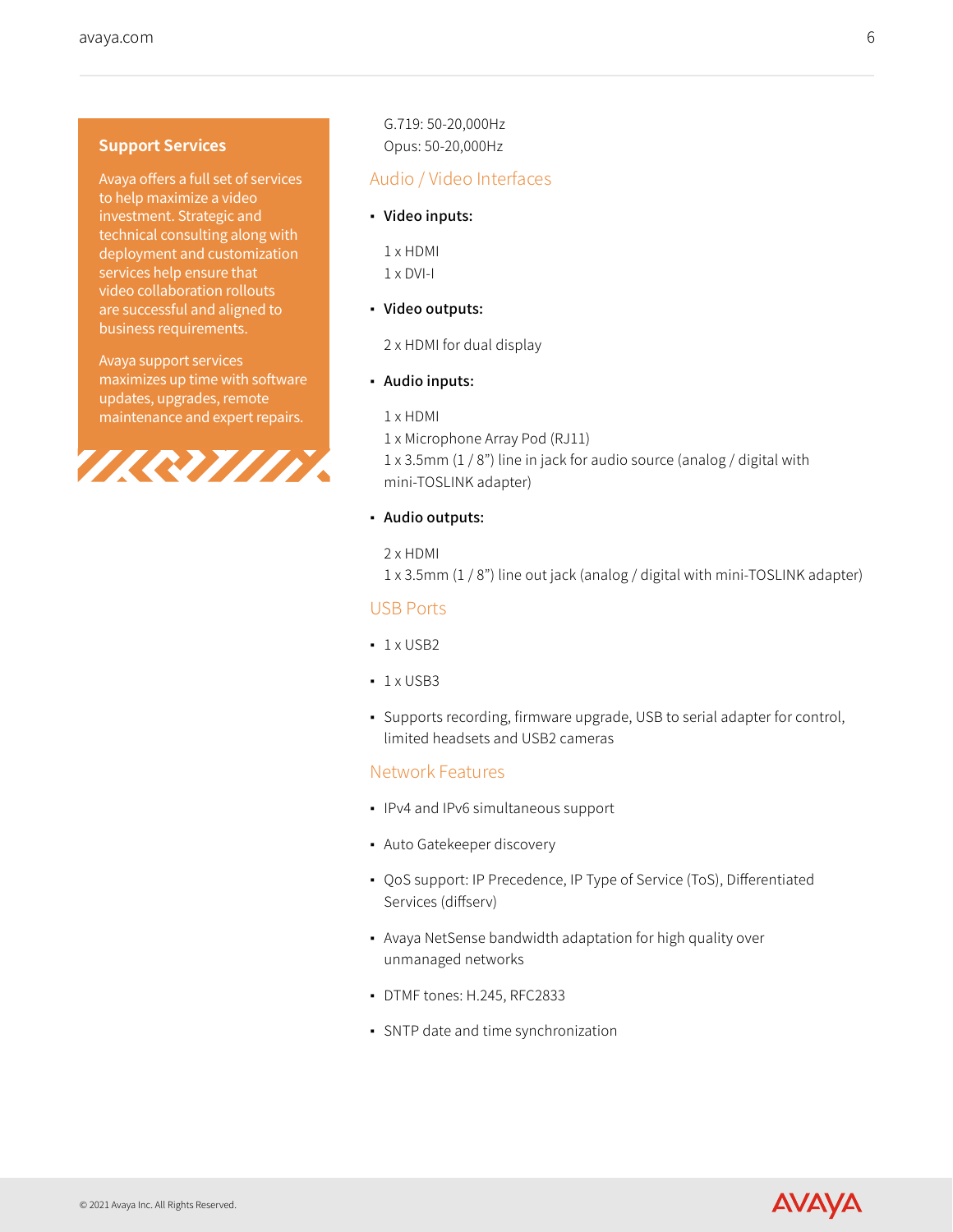### Support Services

Avaya offers a full set of services to help maximize a video investment. Strategic and technical consulting along with deployment and customization services help ensure that video collaboration rollouts are successful and aligned to business requirements.

Avaya support services maximizes up time with software updates, upgrades, remote maintenance and expert repairs.

G.719: 50-20,000Hz
Opus: 50-20,000Hz

## Audio / Video Interfaces

- **Video inputs:**

  1 x HDMI
  1 x DVI-I

- **Video outputs:**

  2 x HDMI for dual display

- **Audio inputs:**

  1 x HDMI
  1 x Microphone Array Pod (RJ11)
  1 x 3.5mm (1 / 8") line in jack for audio source (analog / digital with mini-TOSLINK adapter)

- **Audio outputs:**

  2 x HDMI
  1 x 3.5mm (1 / 8") line out jack (analog / digital with mini-TOSLINK adapter)

## USB Ports

- 1 x USB2
- 1 x USB3
- Supports recording, firmware upgrade, USB to serial adapter for control, limited headsets and USB2 cameras

## Network Features

- IPv4 and IPv6 simultaneous support
- Auto Gatekeeper discovery
- QoS support: IP Precedence, IP Type of Service (ToS), Differentiated Services (diffserv)
- Avaya NetSense bandwidth adaptation for high quality over unmanaged networks
- DTMF tones: H.245, RFC2833
- SNTP date and time synchronization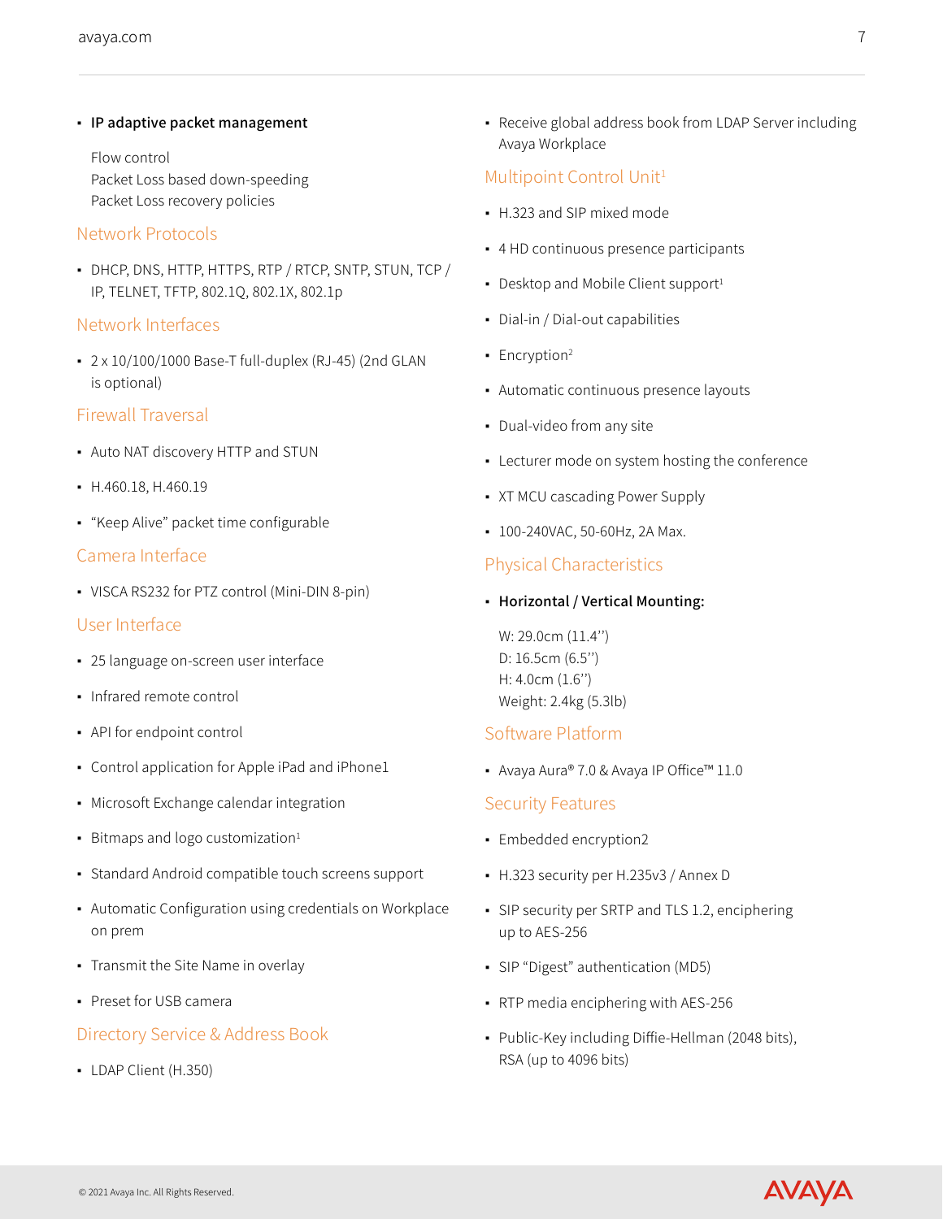- **IP adaptive packet management**

  Flow control
  Packet Loss based down-speeding
  Packet Loss recovery policies

## Network Protocols

- DHCP, DNS, HTTP, HTTPS, RTP / RTCP, SNTP, STUN, TCP / IP, TELNET, TFTP, 802.1Q, 802.1X, 802.1p

## Network Interfaces

- 2 x 10/100/1000 Base-T full-duplex (RJ-45) (2nd GLAN is optional)

## Firewall Traversal

- Auto NAT discovery HTTP and STUN
- H.460.18, H.460.19
- “Keep Alive” packet time configurable

## Camera Interface

- VISCA RS232 for PTZ control (Mini-DIN 8-pin)

## User Interface

- 25 language on-screen user interface
- Infrared remote control
- API for endpoint control
- Control application for Apple iPad and iPhone1
- Microsoft Exchange calendar integration
- Bitmaps and logo customization[1]
- Standard Android compatible touch screens support
- Automatic Configuration using credentials on Workplace on prem
- Transmit the Site Name in overlay
- Preset for USB camera

## Directory Service & Address Book

- LDAP Client (H.350)
- Receive global address book from LDAP Server including Avaya Workplace

## Multipoint Control Unit[1]

- H.323 and SIP mixed mode
- 4 HD continuous presence participants
- Desktop and Mobile Client support[1]
- Dial-in / Dial-out capabilities
- Encryption[2]
- Automatic continuous presence layouts
- Dual-video from any site
- Lecturer mode on system hosting the conference
- XT MCU cascading Power Supply
- 100-240VAC, 50-60Hz, 2A Max.

## Physical Characteristics

- **Horizontal / Vertical Mounting:**

  W: 29.0cm (11.4’’)
  D: 16.5cm (6.5’’)
  H: 4.0cm (1.6’’)
  Weight: 2.4kg (5.3lb)

## Software Platform

- Avaya Aura® 7.0 & Avaya IP Office™ 11.0

## Security Features

- Embedded encryption2
- H.323 security per H.235v3 / Annex D
- SIP security per SRTP and TLS 1.2, enciphering up to AES-256
- SIP “Digest” authentication (MD5)
- RTP media enciphering with AES-256
- Public-Key including Diffie-Hellman (2048 bits), RSA (up to 4096 bits)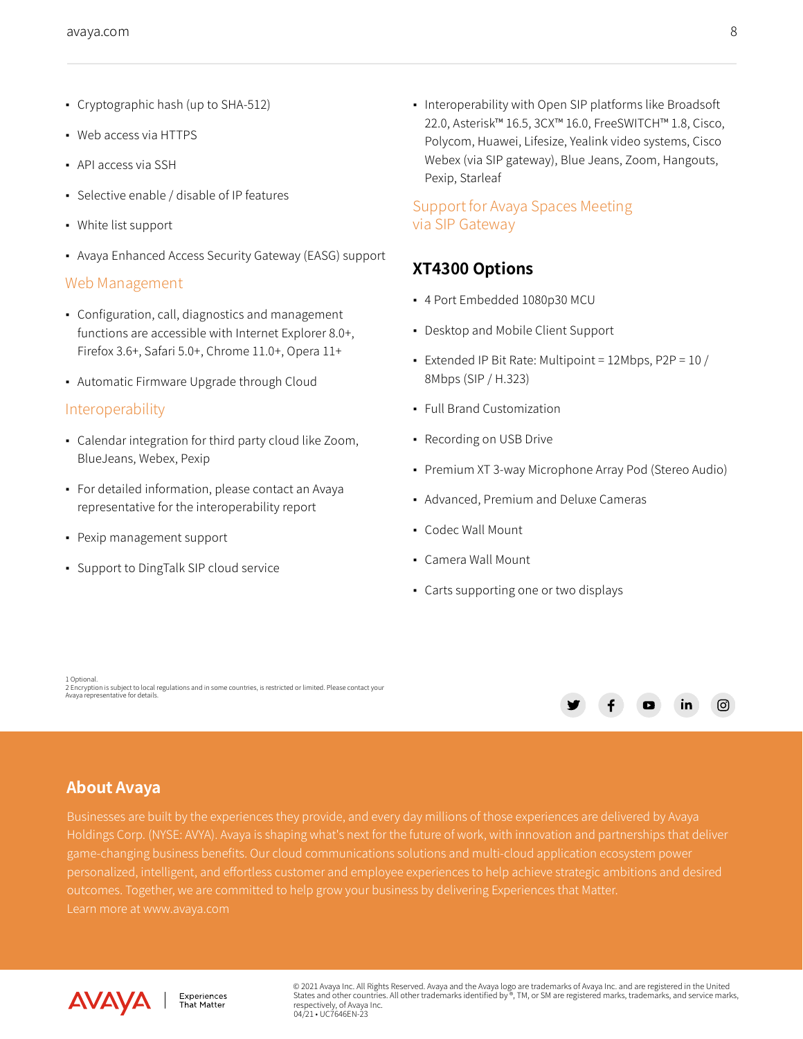- Cryptographic hash (up to SHA-512)
- Web access via HTTPS
- API access via SSH
- Selective enable / disable of IP features
- White list support
- Avaya Enhanced Access Security Gateway (EASG) support

### Web Management

- Configuration, call, diagnostics and management functions are accessible with Internet Explorer 8.0+, Firefox 3.6+, Safari 5.0+, Chrome 11.0+, Opera 11+
- Automatic Firmware Upgrade through Cloud

### Interoperability

- Calendar integration for third party cloud like Zoom, BlueJeans, Webex, Pexip
- For detailed information, please contact an Avaya representative for the interoperability report
- Pexip management support
- Support to DingTalk SIP cloud service
- Interoperability with Open SIP platforms like Broadsoft 22.0, Asterisk™ 16.5, 3CX™ 16.0, FreeSWITCH™ 1.8, Cisco, Polycom, Huawei, Lifesize, Yealink video systems, Cisco Webex (via SIP gateway), Blue Jeans, Zoom, Hangouts, Pexip, Starleaf

### Support for Avaya Spaces Meeting via SIP Gateway

## XT4300 Options

- 4 Port Embedded 1080p30 MCU
- Desktop and Mobile Client Support
- Extended IP Bit Rate: Multipoint = 12Mbps, P2P = 10 / 8Mbps (SIP / H.323)
- Full Brand Customization
- Recording on USB Drive
- Premium XT 3-way Microphone Array Pod (Stereo Audio)
- Advanced, Premium and Deluxe Cameras
- Codec Wall Mount
- Camera Wall Mount
- Carts supporting one or two displays

1 Optional.
2 Encryption is subject to local regulations and in some countries, is restricted or limited. Please contact your Avaya representative for details.

## About Avaya

Businesses are built by the experiences they provide, and every day millions of those experiences are delivered by Avaya Holdings Corp. (NYSE: AVYA). Avaya is shaping what's next for the future of work, with innovation and partnerships that deliver game-changing business benefits. Our cloud communications solutions and multi-cloud application ecosystem power personalized, intelligent, and effortless customer and employee experiences to help achieve strategic ambitions and desired outcomes. Together, we are committed to help grow your business by delivering Experiences that Matter. Learn more at www.avaya.com

AVAYA | Experiences That Matter

© 2021 Avaya Inc. All Rights Reserved. Avaya and the Avaya logo are trademarks of Avaya Inc. and are registered in the United States and other countries. All other trademarks identified by ®, TM, or SM are registered marks, trademarks, and service marks, respectively, of Avaya Inc.
04/21 • UC7646EN-23